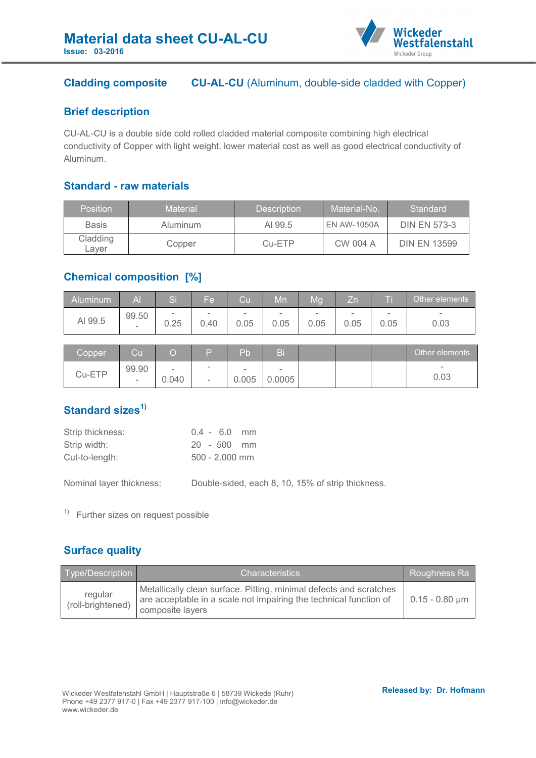# Material data sheet CU-AL-CU

**Issue: 03-2016**

## Cladding composite — CU-AL-CU (Aluminum, double-side cladded with Copper)

## Brief description

CU-AL-CU is a double side cold rolled cladded material composite combining high electrical conductivity of Copper with light weight, lower material cost as well as good electrical conductivity of Aluminum.

## Standard - raw materials

| Position | Material | Description | Material-No. | Standard |
|---|---|---|---|---|
| Basis | Aluminum | Al 99.5 | EN AW-1050A | DIN EN 573-3 |
| Cladding Layer | Copper | Cu-ETP | CW 004 A | DIN EN 13599 |

## Chemical composition [%]

| Aluminum | Al | Si | Fe | Cu | Mn | Mg | Zn | Ti | Other elements |
|---|---|---|---|---|---|---|---|---|---|
| Al 99.5 | 99.50 - | - 0.25 | - 0.40 | - 0.05 | - 0.05 | - 0.05 | - 0.05 | - 0.05 | - 0.03 |

| Copper | Cu | O | P | Pb | Bi | | | | Other elements |
|---|---|---|---|---|---|---|---|---|---|
| Cu-ETP | 99.90 - | - 0.040 | - - | - 0.005 | - 0.0005 | | | | - 0.03 |

## Standard sizes[1)]

Strip thickness: 0.4 - 6.0 mm
Strip width: 20 - 500 mm
Cut-to-length: 500 - 2.000 mm

Nominal layer thickness: Double-sided, each 8, 10, 15% of strip thickness.

[1)] Further sizes on request possible

## Surface quality

| Type/Description | Characteristics | Roughness Ra |
|---|---|---|
| regular (roll-brightened) | Metallically clean surface. Pitting. minimal defects and scratches are acceptable in a scale not impairing the technical function of composite layers | 0.15 - 0.80 µm |

Wickeder Westfalenstahl GmbH | Hauptstraße 6 | 58739 Wickede (Ruhr)
Phone +49 2377 917-0 | Fax +49 2377 917-100 | info@wickeder.de
www.wickeder.de

**Released by: Dr. Hofmann**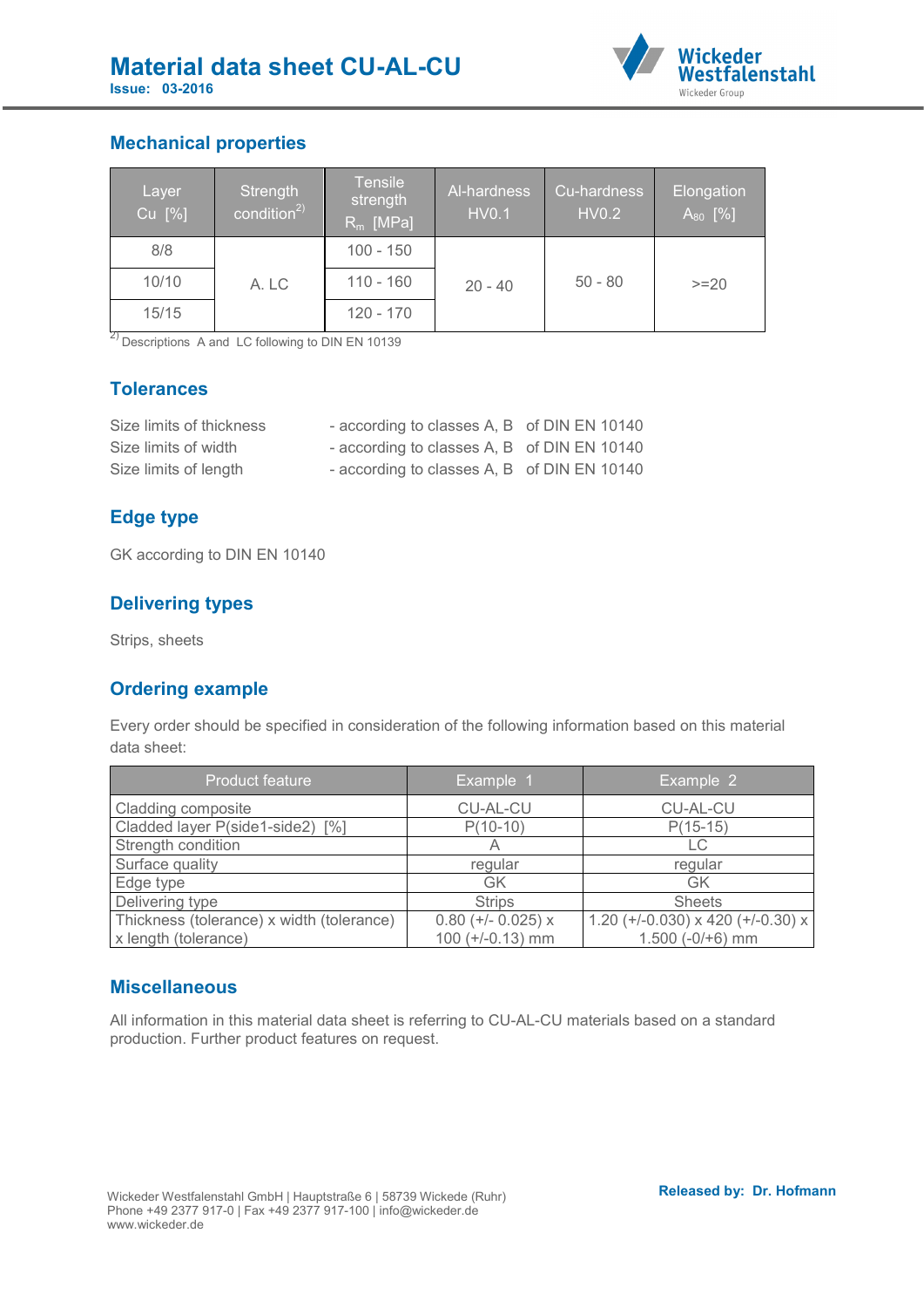# Material data sheet CU-AL-CU

**Issue: 03-2016**

## Mechanical properties

| Layer Cu [%] | Strength condition[2)] | Tensile strength $R_m$ [MPa] | Al-hardness HV0.1 | Cu-hardness HV0.2 | Elongation $A_{80}$ [%] |
|---|---|---|---|---|---|
| 8/8 | A. LC | 100 - 150 | 20 - 40 | 50 - 80 | >=20 |
| 10/10 | | 110 - 160 | | | |
| 15/15 | | 120 - 170 | | | |

[2)] Descriptions A and LC following to DIN EN 10139

## Tolerances

| | |
|---|---|
| Size limits of thickness | - according to classes A, B of DIN EN 10140 |
| Size limits of width | - according to classes A, B of DIN EN 10140 |
| Size limits of length | - according to classes A, B of DIN EN 10140 |

## Edge type

GK according to DIN EN 10140

## Delivering types

Strips, sheets

## Ordering example

Every order should be specified in consideration of the following information based on this material data sheet:

| Product feature | Example 1 | Example 2 |
|---|---|---|
| Cladding composite | CU-AL-CU | CU-AL-CU |
| Cladded layer P(side1-side2) [%] | P(10-10) | P(15-15) |
| Strength condition | A | LC |
| Surface quality | regular | regular |
| Edge type | GK | GK |
| Delivering type | Strips | Sheets |
| Thickness (tolerance) x width (tolerance) x length (tolerance) | 0.80 (+/- 0.025) x 100 (+/-0.13) mm | 1.20 (+/-0.030) x 420 (+/-0.30) x 1.500 (-0/+6) mm |

## Miscellaneous

All information in this material data sheet is referring to CU-AL-CU materials based on a standard production. Further product features on request.

Wickeder Westfalenstahl GmbH | Hauptstraße 6 | 58739 Wickede (Ruhr)
Phone +49 2377 917-0 | Fax +49 2377 917-100 | info@wickeder.de
www.wickeder.de

**Released by: Dr. Hofmann**